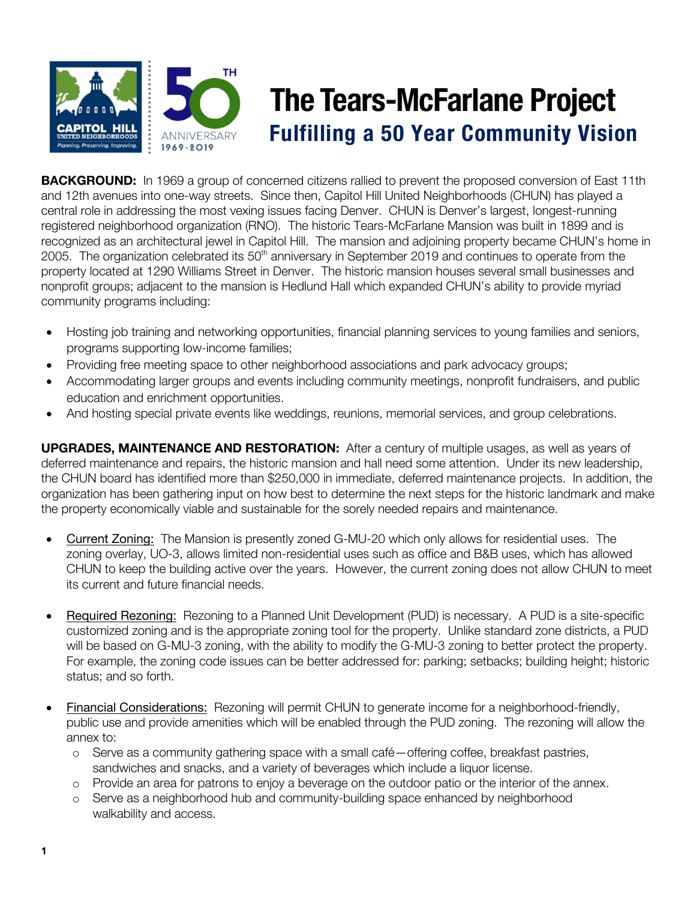# The Tears-McFarlane Project

## Fulfilling a 50 Year Community Vision

**BACKGROUND:** In 1969 a group of concerned citizens rallied to prevent the proposed conversion of East 11th and 12th avenues into one-way streets. Since then, Capitol Hill United Neighborhoods (CHUN) has played a central role in addressing the most vexing issues facing Denver. CHUN is Denver's largest, longest-running registered neighborhood organization (RNO). The historic Tears-McFarlane Mansion was built in 1899 and is recognized as an architectural jewel in Capitol Hill. The mansion and adjoining property became CHUN's home in 2005. The organization celebrated its 50th anniversary in September 2019 and continues to operate from the property located at 1290 Williams Street in Denver. The historic mansion houses several small businesses and nonprofit groups; adjacent to the mansion is Hedlund Hall which expanded CHUN's ability to provide myriad community programs including:

- Hosting job training and networking opportunities, financial planning services to young families and seniors, programs supporting low-income families;
- Providing free meeting space to other neighborhood associations and park advocacy groups;
- Accommodating larger groups and events including community meetings, nonprofit fundraisers, and public education and enrichment opportunities.
- And hosting special private events like weddings, reunions, memorial services, and group celebrations.

**UPGRADES, MAINTENANCE AND RESTORATION:** After a century of multiple usages, as well as years of deferred maintenance and repairs, the historic mansion and hall need some attention. Under its new leadership, the CHUN board has identified more than $250,000 in immediate, deferred maintenance projects. In addition, the organization has been gathering input on how best to determine the next steps for the historic landmark and make the property economically viable and sustainable for the sorely needed repairs and maintenance.

- <u>Current Zoning:</u> The Mansion is presently zoned G-MU-20 which only allows for residential uses. The zoning overlay, UO-3, allows limited non-residential uses such as office and B&B uses, which has allowed CHUN to keep the building active over the years. However, the current zoning does not allow CHUN to meet its current and future financial needs.

- <u>Required Rezoning:</u> Rezoning to a Planned Unit Development (PUD) is necessary. A PUD is a site-specific customized zoning and is the appropriate zoning tool for the property. Unlike standard zone districts, a PUD will be based on G-MU-3 zoning, with the ability to modify the G-MU-3 zoning to better protect the property. For example, the zoning code issues can be better addressed for: parking; setbacks; building height; historic status; and so forth.

- <u>Financial Considerations:</u> Rezoning will permit CHUN to generate income for a neighborhood-friendly, public use and provide amenities which will be enabled through the PUD zoning. The rezoning will allow the annex to:
  - Serve as a community gathering space with a small café—offering coffee, breakfast pastries, sandwiches and snacks, and a variety of beverages which include a liquor license.
  - Provide an area for patrons to enjoy a beverage on the outdoor patio or the interior of the annex.
  - Serve as a neighborhood hub and community-building space enhanced by neighborhood walkability and access.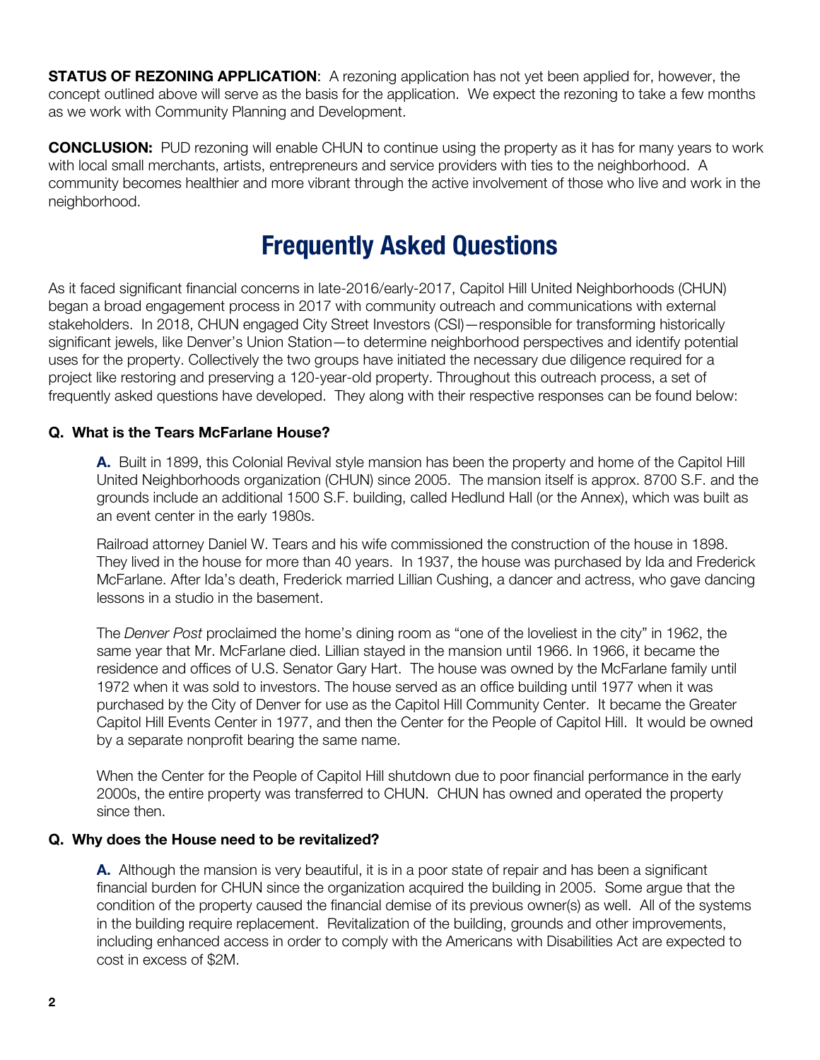**STATUS OF REZONING APPLICATION**: A rezoning application has not yet been applied for, however, the concept outlined above will serve as the basis for the application. We expect the rezoning to take a few months as we work with Community Planning and Development.

**CONCLUSION:** PUD rezoning will enable CHUN to continue using the property as it has for many years to work with local small merchants, artists, entrepreneurs and service providers with ties to the neighborhood. A community becomes healthier and more vibrant through the active involvement of those who live and work in the neighborhood.

# Frequently Asked Questions

As it faced significant financial concerns in late-2016/early-2017, Capitol Hill United Neighborhoods (CHUN) began a broad engagement process in 2017 with community outreach and communications with external stakeholders. In 2018, CHUN engaged City Street Investors (CSI)—responsible for transforming historically significant jewels, like Denver's Union Station—to determine neighborhood perspectives and identify potential uses for the property. Collectively the two groups have initiated the necessary due diligence required for a project like restoring and preserving a 120-year-old property. Throughout this outreach process, a set of frequently asked questions have developed. They along with their respective responses can be found below:

**Q. What is the Tears McFarlane House?**

**A.** Built in 1899, this Colonial Revival style mansion has been the property and home of the Capitol Hill United Neighborhoods organization (CHUN) since 2005. The mansion itself is approx. 8700 S.F. and the grounds include an additional 1500 S.F. building, called Hedlund Hall (or the Annex), which was built as an event center in the early 1980s.

Railroad attorney Daniel W. Tears and his wife commissioned the construction of the house in 1898. They lived in the house for more than 40 years. In 1937, the house was purchased by Ida and Frederick McFarlane. After Ida's death, Frederick married Lillian Cushing, a dancer and actress, who gave dancing lessons in a studio in the basement.

The *Denver Post* proclaimed the home's dining room as "one of the loveliest in the city" in 1962, the same year that Mr. McFarlane died. Lillian stayed in the mansion until 1966. In 1966, it became the residence and offices of U.S. Senator Gary Hart. The house was owned by the McFarlane family until 1972 when it was sold to investors. The house served as an office building until 1977 when it was purchased by the City of Denver for use as the Capitol Hill Community Center. It became the Greater Capitol Hill Events Center in 1977, and then the Center for the People of Capitol Hill. It would be owned by a separate nonprofit bearing the same name.

When the Center for the People of Capitol Hill shutdown due to poor financial performance in the early 2000s, the entire property was transferred to CHUN. CHUN has owned and operated the property since then.

**Q. Why does the House need to be revitalized?**

**A.** Although the mansion is very beautiful, it is in a poor state of repair and has been a significant financial burden for CHUN since the organization acquired the building in 2005. Some argue that the condition of the property caused the financial demise of its previous owner(s) as well. All of the systems in the building require replacement. Revitalization of the building, grounds and other improvements, including enhanced access in order to comply with the Americans with Disabilities Act are expected to cost in excess of $2M.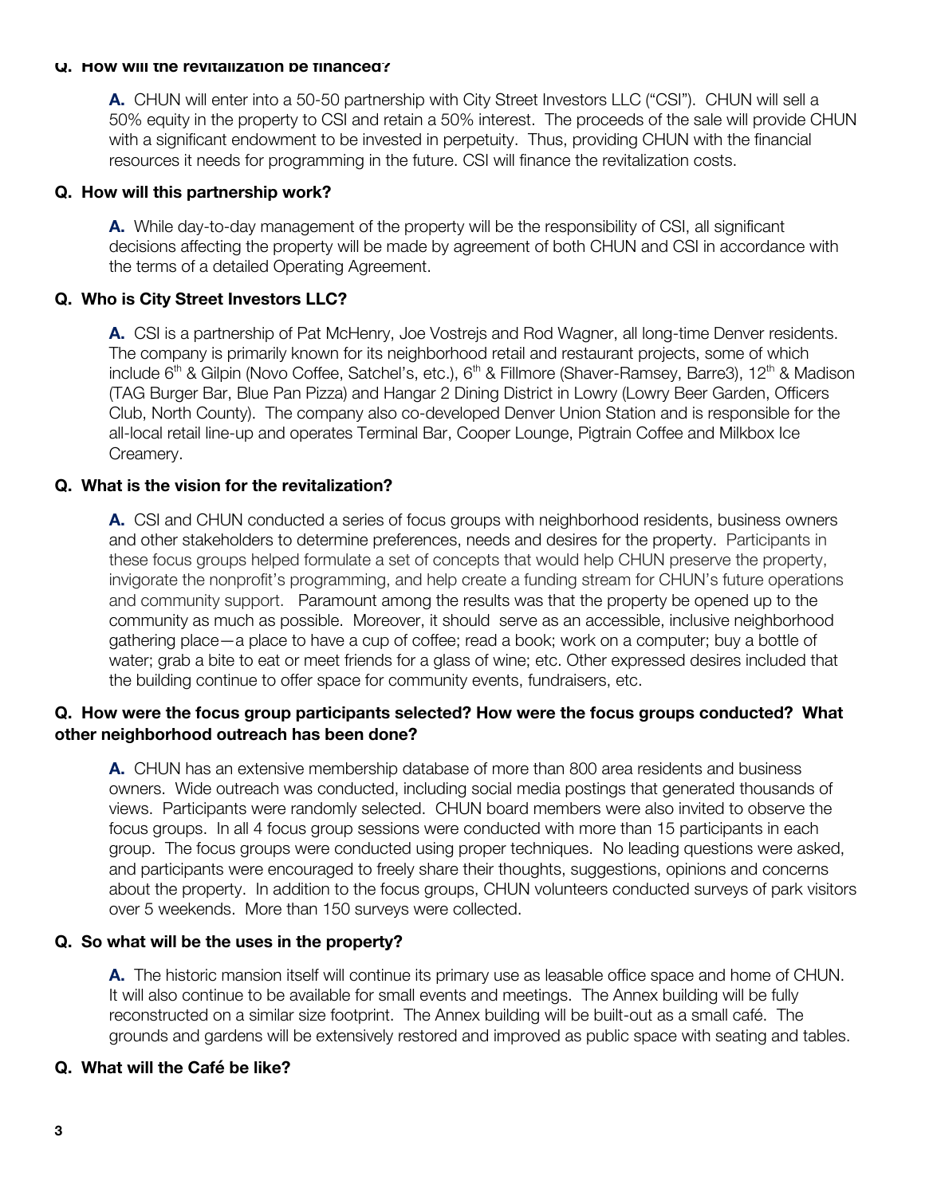**Q. How will the revitalization be financed?**

**A.** CHUN will enter into a 50-50 partnership with City Street Investors LLC ("CSI"). CHUN will sell a 50% equity in the property to CSI and retain a 50% interest. The proceeds of the sale will provide CHUN with a significant endowment to be invested in perpetuity. Thus, providing CHUN with the financial resources it needs for programming in the future. CSI will finance the revitalization costs.

**Q. How will this partnership work?**

**A.** While day-to-day management of the property will be the responsibility of CSI, all significant decisions affecting the property will be made by agreement of both CHUN and CSI in accordance with the terms of a detailed Operating Agreement.

**Q. Who is City Street Investors LLC?**

**A.** CSI is a partnership of Pat McHenry, Joe Vostrejs and Rod Wagner, all long-time Denver residents. The company is primarily known for its neighborhood retail and restaurant projects, some of which include 6th & Gilpin (Novo Coffee, Satchel's, etc.), 6th & Fillmore (Shaver-Ramsey, Barre3), 12th & Madison (TAG Burger Bar, Blue Pan Pizza) and Hangar 2 Dining District in Lowry (Lowry Beer Garden, Officers Club, North County). The company also co-developed Denver Union Station and is responsible for the all-local retail line-up and operates Terminal Bar, Cooper Lounge, Pigtrain Coffee and Milkbox Ice Creamery.

**Q. What is the vision for the revitalization?**

**A.** CSI and CHUN conducted a series of focus groups with neighborhood residents, business owners and other stakeholders to determine preferences, needs and desires for the property. Participants in these focus groups helped formulate a set of concepts that would help CHUN preserve the property, invigorate the nonprofit's programming, and help create a funding stream for CHUN's future operations and community support. Paramount among the results was that the property be opened up to the community as much as possible. Moreover, it should serve as an accessible, inclusive neighborhood gathering place—a place to have a cup of coffee; read a book; work on a computer; buy a bottle of water; grab a bite to eat or meet friends for a glass of wine; etc. Other expressed desires included that the building continue to offer space for community events, fundraisers, etc.

**Q. How were the focus group participants selected? How were the focus groups conducted? What other neighborhood outreach has been done?**

**A.** CHUN has an extensive membership database of more than 800 area residents and business owners. Wide outreach was conducted, including social media postings that generated thousands of views. Participants were randomly selected. CHUN board members were also invited to observe the focus groups. In all 4 focus group sessions were conducted with more than 15 participants in each group. The focus groups were conducted using proper techniques. No leading questions were asked, and participants were encouraged to freely share their thoughts, suggestions, opinions and concerns about the property. In addition to the focus groups, CHUN volunteers conducted surveys of park visitors over 5 weekends. More than 150 surveys were collected.

**Q. So what will be the uses in the property?**

**A.** The historic mansion itself will continue its primary use as leasable office space and home of CHUN. It will also continue to be available for small events and meetings. The Annex building will be fully reconstructed on a similar size footprint. The Annex building will be built-out as a small café. The grounds and gardens will be extensively restored and improved as public space with seating and tables.

**Q. What will the Café be like?**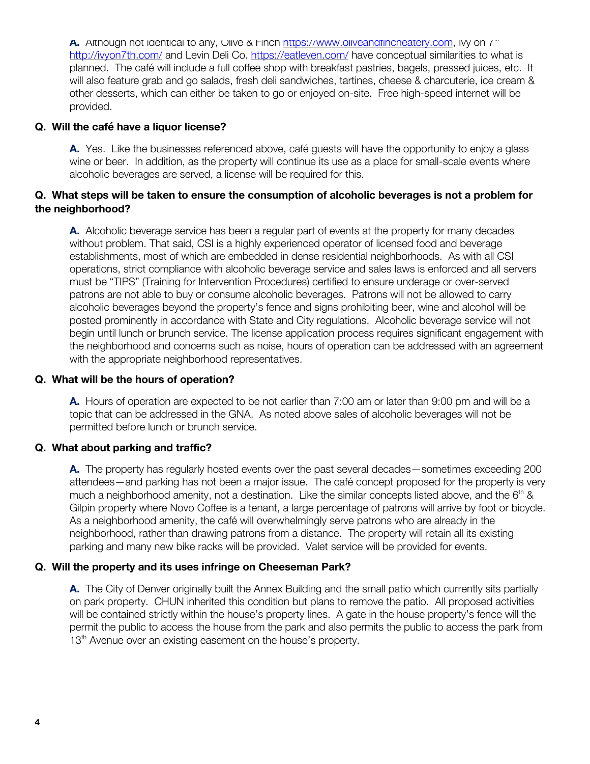**A.** Although not identical to any, Olive & Finch https://www.oliveandfincheatery.com, Ivy on 7th http://ivyon7th.com/ and Levin Deli Co. https://eatleven.com/ have conceptual similarities to what is planned. The café will include a full coffee shop with breakfast pastries, bagels, pressed juices, etc. It will also feature grab and go salads, fresh deli sandwiches, tartines, cheese & charcuterie, ice cream & other desserts, which can either be taken to go or enjoyed on-site. Free high-speed internet will be provided.

**Q. Will the café have a liquor license?**

**A.** Yes. Like the businesses referenced above, café guests will have the opportunity to enjoy a glass wine or beer. In addition, as the property will continue its use as a place for small-scale events where alcoholic beverages are served, a license will be required for this.

**Q. What steps will be taken to ensure the consumption of alcoholic beverages is not a problem for the neighborhood?**

**A.** Alcoholic beverage service has been a regular part of events at the property for many decades without problem. That said, CSI is a highly experienced operator of licensed food and beverage establishments, most of which are embedded in dense residential neighborhoods. As with all CSI operations, strict compliance with alcoholic beverage service and sales laws is enforced and all servers must be "TIPS" (Training for Intervention Procedures) certified to ensure underage or over-served patrons are not able to buy or consume alcoholic beverages. Patrons will not be allowed to carry alcoholic beverages beyond the property's fence and signs prohibiting beer, wine and alcohol will be posted prominently in accordance with State and City regulations. Alcoholic beverage service will not begin until lunch or brunch service. The license application process requires significant engagement with the neighborhood and concerns such as noise, hours of operation can be addressed with an agreement with the appropriate neighborhood representatives.

**Q. What will be the hours of operation?**

**A.** Hours of operation are expected to be not earlier than 7:00 am or later than 9:00 pm and will be a topic that can be addressed in the GNA. As noted above sales of alcoholic beverages will not be permitted before lunch or brunch service.

**Q. What about parking and traffic?**

**A.** The property has regularly hosted events over the past several decades—sometimes exceeding 200 attendees—and parking has not been a major issue. The café concept proposed for the property is very much a neighborhood amenity, not a destination. Like the similar concepts listed above, and the 6th & Gilpin property where Novo Coffee is a tenant, a large percentage of patrons will arrive by foot or bicycle. As a neighborhood amenity, the café will overwhelmingly serve patrons who are already in the neighborhood, rather than drawing patrons from a distance. The property will retain all its existing parking and many new bike racks will be provided. Valet service will be provided for events.

**Q. Will the property and its uses infringe on Cheeseman Park?**

**A.** The City of Denver originally built the Annex Building and the small patio which currently sits partially on park property. CHUN inherited this condition but plans to remove the patio. All proposed activities will be contained strictly within the house's property lines. A gate in the house property's fence will the permit the public to access the house from the park and also permits the public to access the park from 13th Avenue over an existing easement on the house's property.